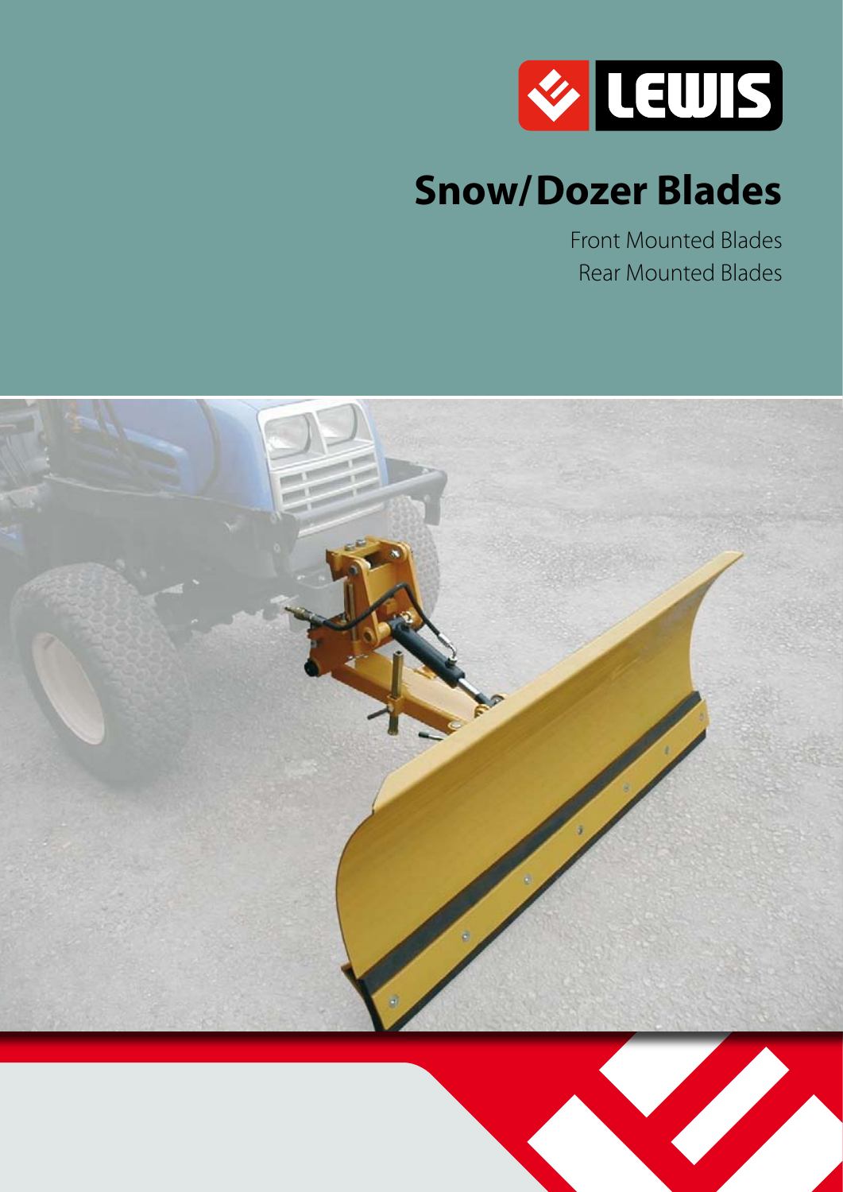LEWIS

# Snow/Dozer Blades

Front Mounted Blades
Rear Mounted Blades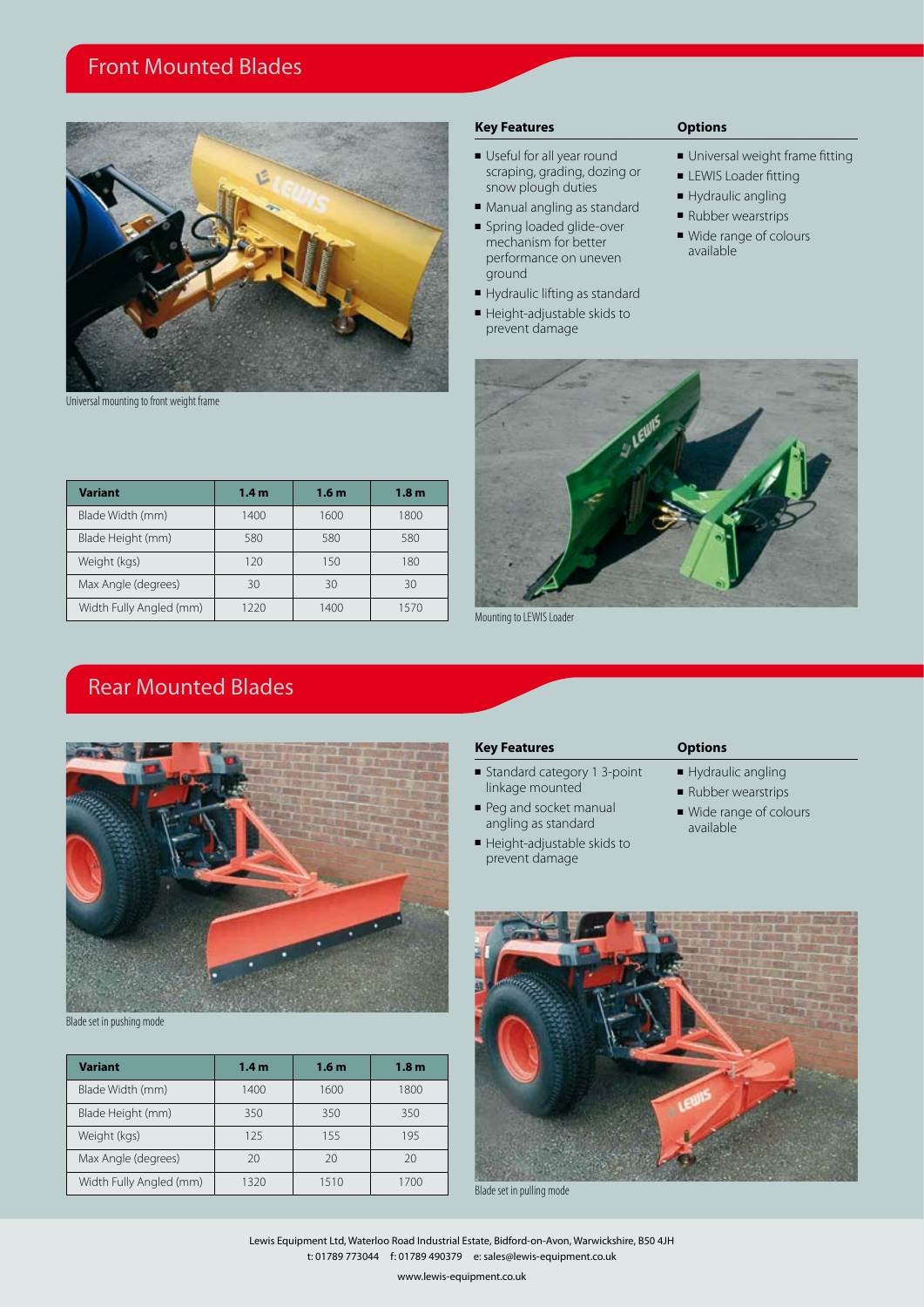## Front Mounted Blades

Universal mounting to front weight frame

### Key Features

- Useful for all year round scraping, grading, dozing or snow plough duties
- Manual angling as standard
- Spring loaded glide-over mechanism for better performance on uneven ground
- Hydraulic lifting as standard
- Height-adjustable skids to prevent damage

### Options

- Universal weight frame fitting
- LEWIS Loader fitting
- Hydraulic angling
- Rubber wearstrips
- Wide range of colours available

| Variant | 1.4 m | 1.6 m | 1.8 m |
|---|---|---|---|
| Blade Width (mm) | 1400 | 1600 | 1800 |
| Blade Height (mm) | 580 | 580 | 580 |
| Weight (kgs) | 120 | 150 | 180 |
| Max Angle (degrees) | 30 | 30 | 30 |
| Width Fully Angled (mm) | 1220 | 1400 | 1570 |

Mounting to LEWIS Loader

## Rear Mounted Blades

Blade set in pushing mode

### Key Features

- Standard category 1 3-point linkage mounted
- Peg and socket manual angling as standard
- Height-adjustable skids to prevent damage

### Options

- Hydraulic angling
- Rubber wearstrips
- Wide range of colours available

| Variant | 1.4 m | 1.6 m | 1.8 m |
|---|---|---|---|
| Blade Width (mm) | 1400 | 1600 | 1800 |
| Blade Height (mm) | 350 | 350 | 350 |
| Weight (kgs) | 125 | 155 | 195 |
| Max Angle (degrees) | 20 | 20 | 20 |
| Width Fully Angled (mm) | 1320 | 1510 | 1700 |

Blade set in pulling mode

Lewis Equipment Ltd, Waterloo Road Industrial Estate, Bidford-on-Avon, Warwickshire, B50 4JH
t: 01789 773044 f: 01789 490379 e: sales@lewis-equipment.co.uk

www.lewis-equipment.co.uk